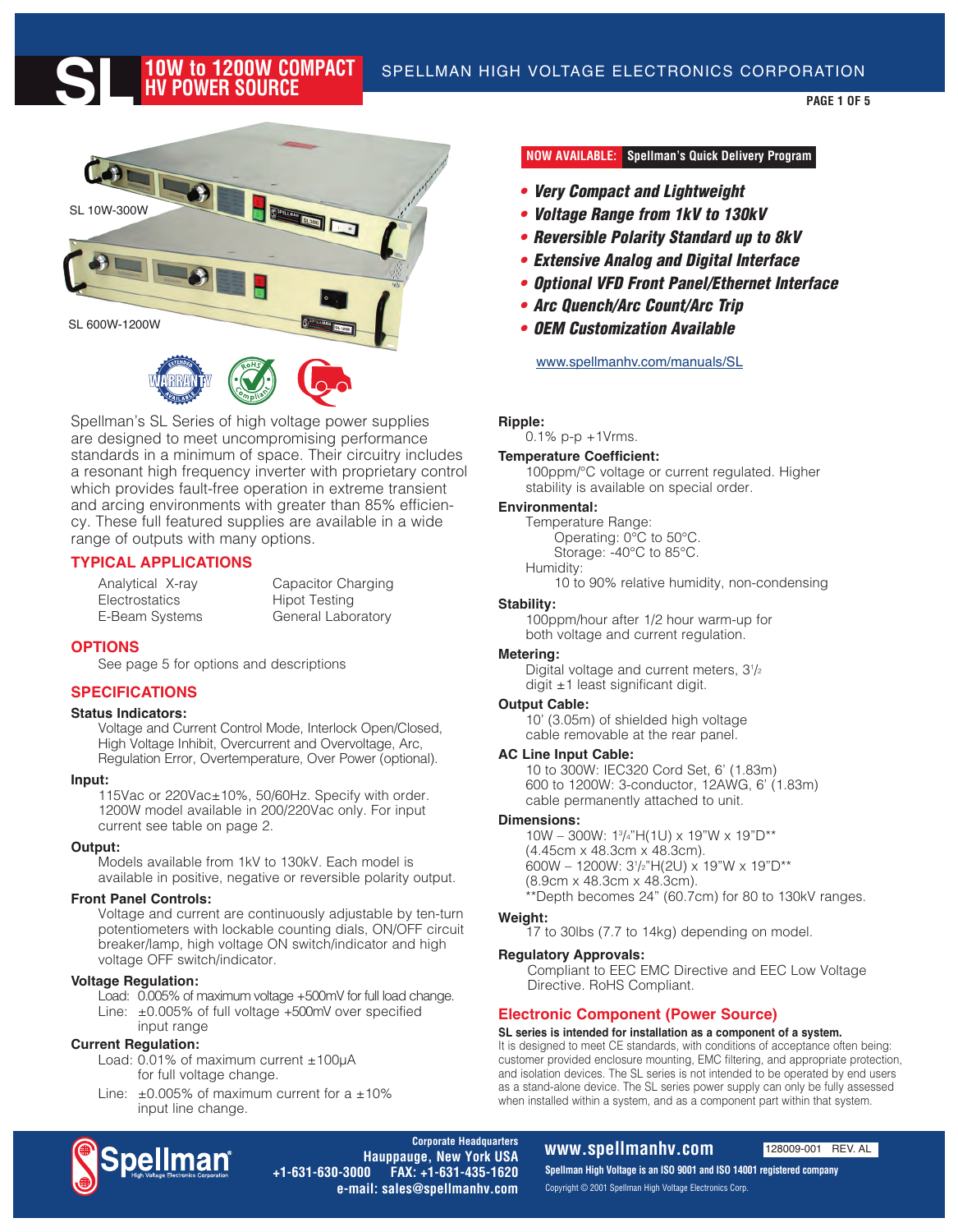# SL 10W to 1200W COMPACT HV POWER SOURCE

SPELLMAN HIGH VOLTAGE ELECTRONICS CORPORATION

SL 10W-300W

SL 600W-1200W

Spellman's SL Series of high voltage power supplies are designed to meet uncompromising performance standards in a minimum of space. Their circuitry includes a resonant high frequency inverter with proprietary control which provides fault-free operation in extreme transient and arcing environments with greater than 85% efficiency. These full featured supplies are available in a wide range of outputs with many options.

## TYPICAL APPLICATIONS

| | |
|---|---|
| Analytical X-ray | Capacitor Charging |
| Electrostatics | Hipot Testing |
| E-Beam Systems | General Laboratory |

## OPTIONS

See page 5 for options and descriptions

## SPECIFICATIONS

**Status Indicators:**
Voltage and Current Control Mode, Interlock Open/Closed, High Voltage Inhibit, Overcurrent and Overvoltage, Arc, Regulation Error, Overtemperature, Over Power (optional).

**Input:**
115Vac or 220Vac±10%, 50/60Hz. Specify with order. 1200W model available in 200/220Vac only. For input current see table on page 2.

**Output:**
Models available from 1kV to 130kV. Each model is available in positive, negative or reversible polarity output.

**Front Panel Controls:**
Voltage and current are continuously adjustable by ten-turn potentiometers with lockable counting dials, ON/OFF circuit breaker/lamp, high voltage ON switch/indicator and high voltage OFF switch/indicator.

**Voltage Regulation:**
Load: 0.005% of maximum voltage +500mV for full load change.
Line: ±0.005% of full voltage +500mV over specified input range

**Current Regulation:**
Load: 0.01% of maximum current ±100μA for full voltage change.
Line: ±0.005% of maximum current for a ±10% input line change.

**NOW AVAILABLE: Spellman's Quick Delivery Program**

- ***Very Compact and Lightweight***
- ***Voltage Range from 1kV to 130kV***
- ***Reversible Polarity Standard up to 8kV***
- ***Extensive Analog and Digital Interface***
- ***Optional VFD Front Panel/Ethernet Interface***
- ***Arc Quench/Arc Count/Arc Trip***
- ***OEM Customization Available***

www.spellmanhv.com/manuals/SL

**Ripple:**
0.1% p-p +1Vrms.

**Temperature Coefficient:**
100ppm/°C voltage or current regulated. Higher stability is available on special order.

**Environmental:**
Temperature Range:
Operating: 0°C to 50°C.
Storage: -40°C to 85°C.
Humidity:
10 to 90% relative humidity, non-condensing

**Stability:**
100ppm/hour after 1/2 hour warm-up for both voltage and current regulation.

**Metering:**
Digital voltage and current meters, 3½ digit ±1 least significant digit.

**Output Cable:**
10' (3.05m) of shielded high voltage cable removable at the rear panel.

**AC Line Input Cable:**
10 to 300W: IEC320 Cord Set, 6' (1.83m)
600 to 1200W: 3-conductor, 12AWG, 6' (1.83m) cable permanently attached to unit.

**Dimensions:**
10W – 300W: 1¾"H(1U) x 19"W x 19"D**
(4.45cm x 48.3cm x 48.3cm).
600W – 1200W: 3½"H(2U) x 19"W x 19"D**
(8.9cm x 48.3cm x 48.3cm).
**Depth becomes 24" (60.7cm) for 80 to 130kV ranges.

**Weight:**
17 to 30lbs (7.7 to 14kg) depending on model.

**Regulatory Approvals:**
Compliant to EEC EMC Directive and EEC Low Voltage Directive. RoHS Compliant.

## Electronic Component (Power Source)

**SL series is intended for installation as a component of a system.**
It is designed to meet CE standards, with conditions of acceptance often being: customer provided enclosure mounting, EMC filtering, and appropriate protection, and isolation devices. The SL series is not intended to be operated by end users as a stand-alone device. The SL series power supply can only be fully assessed when installed within a system, and as a component part within that system.

Corporate Headquarters
Hauppauge, New York USA
+1-631-630-3000 FAX: +1-631-435-1620
e-mail: sales@spellmanhv.com

www.spellmanhv.com

128009-001 REV. AL

Spellman High Voltage is an ISO 9001 and ISO 14001 registered company

Copyright © 2001 Spellman High Voltage Electronics Corp.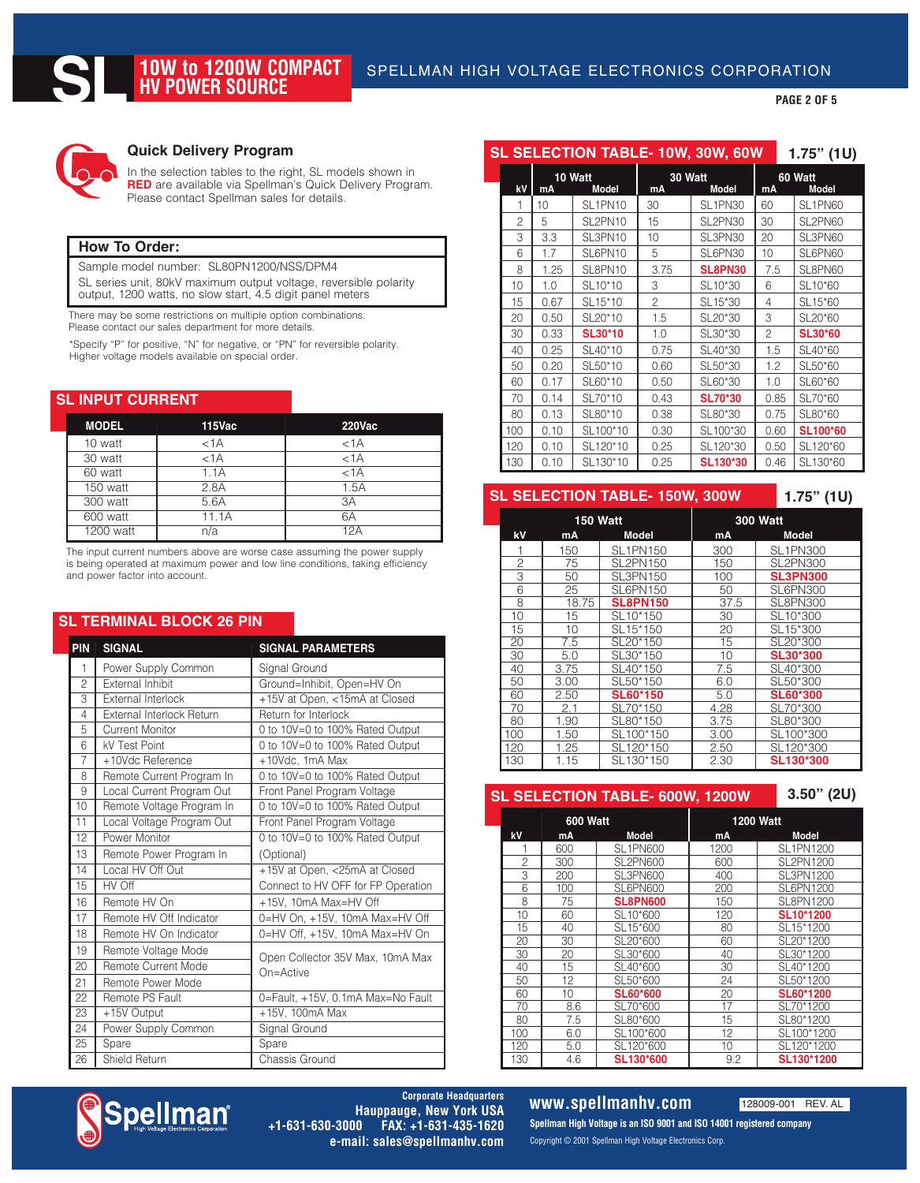# 10W to 1200W COMPACT HV POWER SOURCE

SPELLMAN HIGH VOLTAGE ELECTRONICS CORPORATION

### Quick Delivery Program

In the selection tables to the right, SL models shown in **RED** are available via Spellman's Quick Delivery Program. Please contact Spellman sales for details.

### How To Order:

Sample model number: SL80PN1200/NSS/DPM4

SL series unit, 80kV maximum output voltage, reversible polarity output, 1200 watts, no slow start, 4.5 digit panel meters

There may be some restrictions on multiple option combinations. Please contact our sales department for more details.

*Specify "P" for positive, "N" for negative, or "PN" for reversible polarity. Higher voltage models available on special order.

## SL INPUT CURRENT

| MODEL | 115Vac | 220Vac |
|---|---|---|
| 10 watt | <1A | <1A |
| 30 watt | <1A | <1A |
| 60 watt | 1.1A | <1A |
| 150 watt | 2.8A | 1.5A |
| 300 watt | 5.6A | 3A |
| 600 watt | 11.1A | 6A |
| 1200 watt | n/a | 12A |

The input current numbers above are worse case assuming the power supply is being operated at maximum power and low line conditions, taking efficiency and power factor into account.

## SL TERMINAL BLOCK 26 PIN

| PIN | SIGNAL | SIGNAL PARAMETERS |
|---|---|---|
| 1 | Power Supply Common | Signal Ground |
| 2 | External Inhibit | Ground=Inhibit, Open=HV On |
| 3 | External Interlock | +15V at Open, <15mA at Closed |
| 4 | External Interlock Return | Return for Interlock |
| 5 | Current Monitor | 0 to 10V=0 to 100% Rated Output |
| 6 | kV Test Point | 0 to 10V=0 to 100% Rated Output |
| 7 | +10Vdc Reference | +10Vdc, 1mA Max |
| 8 | Remote Current Program In | 0 to 10V=0 to 100% Rated Output |
| 9 | Local Current Program Out | Front Panel Program Voltage |
| 10 | Remote Voltage Program In | 0 to 10V=0 to 100% Rated Output |
| 11 | Local Voltage Program Out | Front Panel Program Voltage |
| 12 | Power Monitor | 0 to 10V=0 to 100% Rated Output |
| 13 | Remote Power Program In | (Optional) |
| 14 | Local HV Off Out | +15V at Open, <25mA at Closed |
| 15 | HV Off | Connect to HV OFF for FP Operation |
| 16 | Remote HV On | +15V, 10mA Max=HV Off |
| 17 | Remote HV Off Indicator | 0=HV On, +15V, 10mA Max=HV Off |
| 18 | Remote HV On Indicator | 0=HV Off, +15V, 10mA Max=HV On |
| 19 | Remote Voltage Mode | Open Collector 35V Max, 10mA Max On=Active |
| 20 | Remote Current Mode | |
| 21 | Remote Power Mode | |
| 22 | Remote PS Fault | 0=Fault, +15V, 0.1mA Max=No Fault |
| 23 | +15V Output | +15V, 100mA Max |
| 24 | Power Supply Common | Signal Ground |
| 25 | Spare | Spare |
| 26 | Shield Return | Chassis Ground |

## SL SELECTION TABLE- 10W, 30W, 60W — 1.75" (1U)

| | 10 Watt | | 30 Watt | | 60 Watt | |
|---|---|---|---|---|---|---|
| kV | mA | Model | mA | Model | mA | Model |
| 1 | 10 | SL1PN10 | 30 | SL1PN30 | 60 | SL1PN60 |
| 2 | 5 | SL2PN10 | 15 | SL2PN30 | 30 | SL2PN60 |
| 3 | 3.3 | SL3PN10 | 10 | SL3PN30 | 20 | SL3PN60 |
| 6 | 1.7 | SL6PN10 | 5 | SL6PN30 | 10 | SL6PN60 |
| 8 | 1.25 | SL8PN10 | 3.75 | **SL8PN30** | 7.5 | SL8PN60 |
| 10 | 1.0 | SL10*10 | 3 | SL10*30 | 6 | SL10*60 |
| 15 | 0.67 | SL15*10 | 2 | SL15*30 | 4 | SL15*60 |
| 20 | 0.50 | SL20*10 | 1.5 | SL20*30 | 3 | SL20*60 |
| 30 | 0.33 | **SL30*10** | 1.0 | SL30*30 | 2 | **SL30*60** |
| 40 | 0.25 | SL40*10 | 0.75 | SL40*30 | 1.5 | SL40*60 |
| 50 | 0.20 | SL50*10 | 0.60 | SL50*30 | 1.2 | SL50*60 |
| 60 | 0.17 | SL60*10 | 0.50 | SL60*30 | 1.0 | SL60*60 |
| 70 | 0.14 | SL70*10 | 0.43 | **SL70*30** | 0.85 | SL70*60 |
| 80 | 0.13 | SL80*10 | 0.38 | SL80*30 | 0.75 | SL80*60 |
| 100 | 0.10 | SL100*10 | 0.30 | SL100*30 | 0.60 | **SL100*60** |
| 120 | 0.10 | SL120*10 | 0.25 | SL120*30 | 0.50 | SL120*60 |
| 130 | 0.10 | SL130*10 | 0.25 | **SL130*30** | 0.46 | SL130*60 |

## SL SELECTION TABLE- 150W, 300W — 1.75" (1U)

| | 150 Watt | | 300 Watt | |
|---|---|---|---|---|
| kV | mA | Model | mA | Model |
| 1 | 150 | SL1PN150 | 300 | SL1PN300 |
| 2 | 75 | SL2PN150 | 150 | SL2PN300 |
| 3 | 50 | SL3PN150 | 100 | **SL3PN300** |
| 6 | 25 | SL6PN150 | 50 | SL6PN300 |
| 8 | 18.75 | **SL8PN150** | 37.5 | SL8PN300 |
| 10 | 15 | SL10*150 | 30 | SL10*300 |
| 15 | 10 | SL15*150 | 20 | SL15*300 |
| 20 | 7.5 | SL20*150 | 15 | SL20*300 |
| 30 | 5.0 | SL30*150 | 10 | **SL30*300** |
| 40 | 3.75 | SL40*150 | 7.5 | SL40*300 |
| 50 | 3.00 | SL50*150 | 6.0 | SL50*300 |
| 60 | 2.50 | **SL60*150** | 5.0 | **SL60*300** |
| 70 | 2.1 | SL70*150 | 4.28 | SL70*300 |
| 80 | 1.90 | SL80*150 | 3.75 | SL80*300 |
| 100 | 1.50 | SL100*150 | 3.00 | SL100*300 |
| 120 | 1.25 | SL120*150 | 2.50 | SL120*300 |
| 130 | 1.15 | SL130*150 | 2.30 | **SL130*300** |

## SL SELECTION TABLE- 600W, 1200W — 3.50" (2U)

| | 600 Watt | | 1200 Watt | |
|---|---|---|---|---|
| kV | mA | Model | mA | Model |
| 1 | 600 | SL1PN600 | 1200 | SL1PN1200 |
| 2 | 300 | SL2PN600 | 600 | SL2PN1200 |
| 3 | 200 | SL3PN600 | 400 | SL3PN1200 |
| 6 | 100 | SL6PN600 | 200 | SL6PN1200 |
| 8 | 75 | **SL8PN600** | 150 | SL8PN1200 |
| 10 | 60 | SL10*600 | 120 | **SL10*1200** |
| 15 | 40 | SL15*600 | 80 | SL15*1200 |
| 20 | 30 | SL20*600 | 60 | SL20*1200 |
| 30 | 20 | SL30*600 | 40 | SL30*1200 |
| 40 | 15 | SL40*600 | 30 | SL40*1200 |
| 50 | 12 | SL50*600 | 24 | SL50*1200 |
| 60 | 10 | **SL60*600** | 20 | **SL60*1200** |
| 70 | 8.6 | SL70*600 | 17 | SL70*1200 |
| 80 | 7.5 | SL80*600 | 15 | SL80*1200 |
| 100 | 6.0 | SL100*600 | 12 | SL100*1200 |
| 120 | 5.0 | SL120*600 | 10 | SL120*1200 |
| 130 | 4.6 | **SL130*600** | 9.2 | **SL130*1200** |

Spellman High Voltage Electronics Corporation

Corporate Headquarters
Hauppauge, New York USA
+1-631-630-3000 FAX: +1-631-435-1620
e-mail: sales@spellmanhv.com

www.spellmanhv.com

128009-001 REV. AL

Spellman High Voltage is an ISO 9001 and ISO 14001 registered company

Copyright © 2001 Spellman High Voltage Electronics Corp.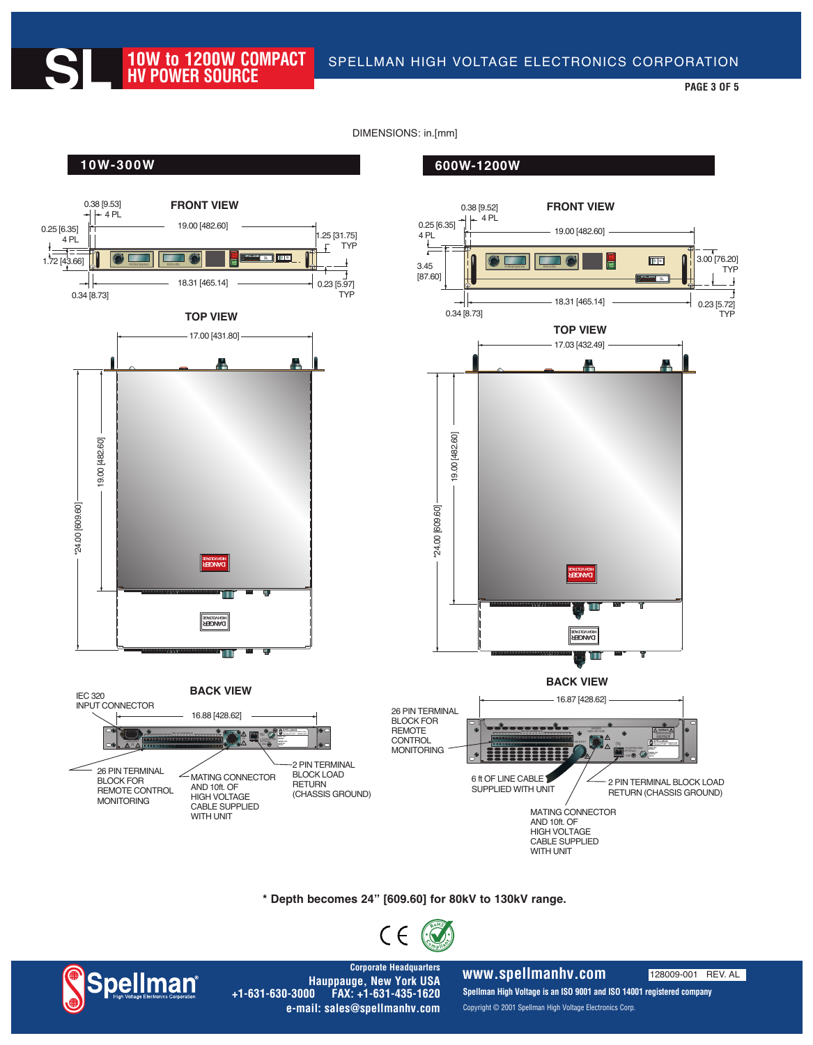DIMENSIONS: in.[mm]

## 10W-300W

**FRONT VIEW**

0.38 [9.53]
4 PL
0.25 [6.35]
4 PL
19.00 [482.60]
1.25 [31.75]
TYP
1.72 [43.66]
0.34 [8.73]
18.31 [465.14]
0.23 [5.97]
TYP

**TOP VIEW**

17.00 [431.80]
19.00 [482.60]
*24.00 [609.60]

**BACK VIEW**

IEC 320
INPUT CONNECTOR
16.88 [428.62]
26 PIN TERMINAL BLOCK FOR REMOTE CONTROL MONITORING
MATING CONNECTOR AND 10ft. OF HIGH VOLTAGE CABLE SUPPLIED WITH UNIT
2 PIN TERMINAL BLOCK LOAD RETURN (CHASSIS GROUND)

## 600W-1200W

**FRONT VIEW**

0.38 [9.52]
4 PL
0.25 [6.35]
4 PL
19.00 [482.60]
3.45 [87.60]
3.00 [76.20]
TYP
0.34 [8.73]
18.31 [465.14]
0.23 [5.72]
TYP

**TOP VIEW**

17.03 [432.49]
19.00 [482.60]
*24.00 [609.60]

**BACK VIEW**

16.87 [428.62]
26 PIN TERMINAL BLOCK FOR REMOTE CONTROL MONITORING
6 ft OF LINE CABLE SUPPLIED WITH UNIT
2 PIN TERMINAL BLOCK LOAD RETURN (CHASSIS GROUND)
MATING CONNECTOR AND 10ft. OF HIGH VOLTAGE CABLE SUPPLIED WITH UNIT

**\* Depth becomes 24" [609.60] for 80kV to 130kV range.**

Corporate Headquarters
Hauppauge, New York USA
+1-631-630-3000 FAX: +1-631-435-1620
e-mail: sales@spellmanhv.com

www.spellmanhv.com
128009-001 REV. AL
Spellman High Voltage is an ISO 9001 and ISO 14001 registered company
Copyright © 2001 Spellman High Voltage Electronics Corp.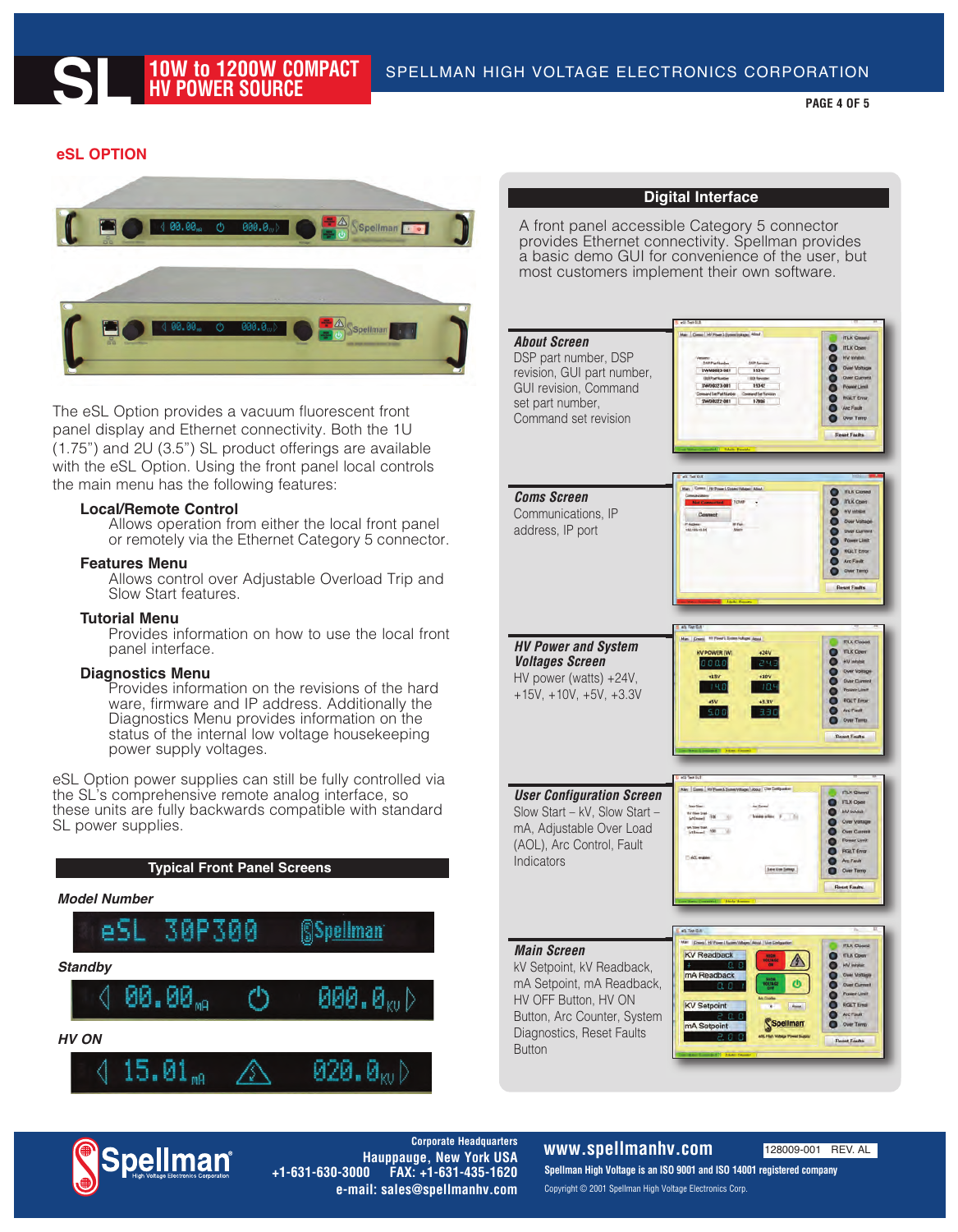## eSL OPTION

The eSL Option provides a vacuum fluorescent front panel display and Ethernet connectivity. Both the 1U (1.75") and 2U (3.5") SL product offerings are available with the eSL Option. Using the front panel local controls the main menu has the following features:

**Local/Remote Control**
Allows operation from either the local front panel or remotely via the Ethernet Category 5 connector.

**Features Menu**
Allows control over Adjustable Overload Trip and Slow Start features.

**Tutorial Menu**
Provides information on how to use the local front panel interface.

**Diagnostics Menu**
Provides information on the revisions of the hard ware, firmware and IP address. Additionally the Diagnostics Menu provides information on the status of the internal low voltage housekeeping power supply voltages.

eSL Option power supplies can still be fully controlled via the SL's comprehensive remote analog interface, so these units are fully backwards compatible with standard SL power supplies.

### Typical Front Panel Screens

*Model Number*

eSL 30P300 Spellman

*Standby*

00.00 mA 000.0 kV

*HV ON*

15.01 mA 020.0 kV

### Digital Interface

A front panel accessible Category 5 connector provides Ethernet connectivity. Spellman provides a basic demo GUI for convenience of the user, but most customers implement their own software.

***About Screen***
DSP part number, DSP revision, GUI part number, GUI revision, Command set part number, Command set revision

***Coms Screen***
Communications, IP address, IP port

***HV Power and System Voltages Screen***
HV power (watts) +24V, +15V, +10V, +5V, +3.3V

***User Configuration Screen***
Slow Start – kV, Slow Start – mA, Adjustable Over Load (AOL), Arc Control, Fault Indicators

***Main Screen***
kV Setpoint, kV Readback, mA Setpoint, mA Readback, HV OFF Button, HV ON Button, Arc Counter, System Diagnostics, Reset Faults Button

Corporate Headquarters
Hauppauge, New York USA
+1-631-630-3000 FAX: +1-631-435-1620
e-mail: sales@spellmanhv.com

www.spellmanhv.com 128009-001 REV. AL
Spellman High Voltage is an ISO 9001 and ISO 14001 registered company
Copyright © 2001 Spellman High Voltage Electronics Corp.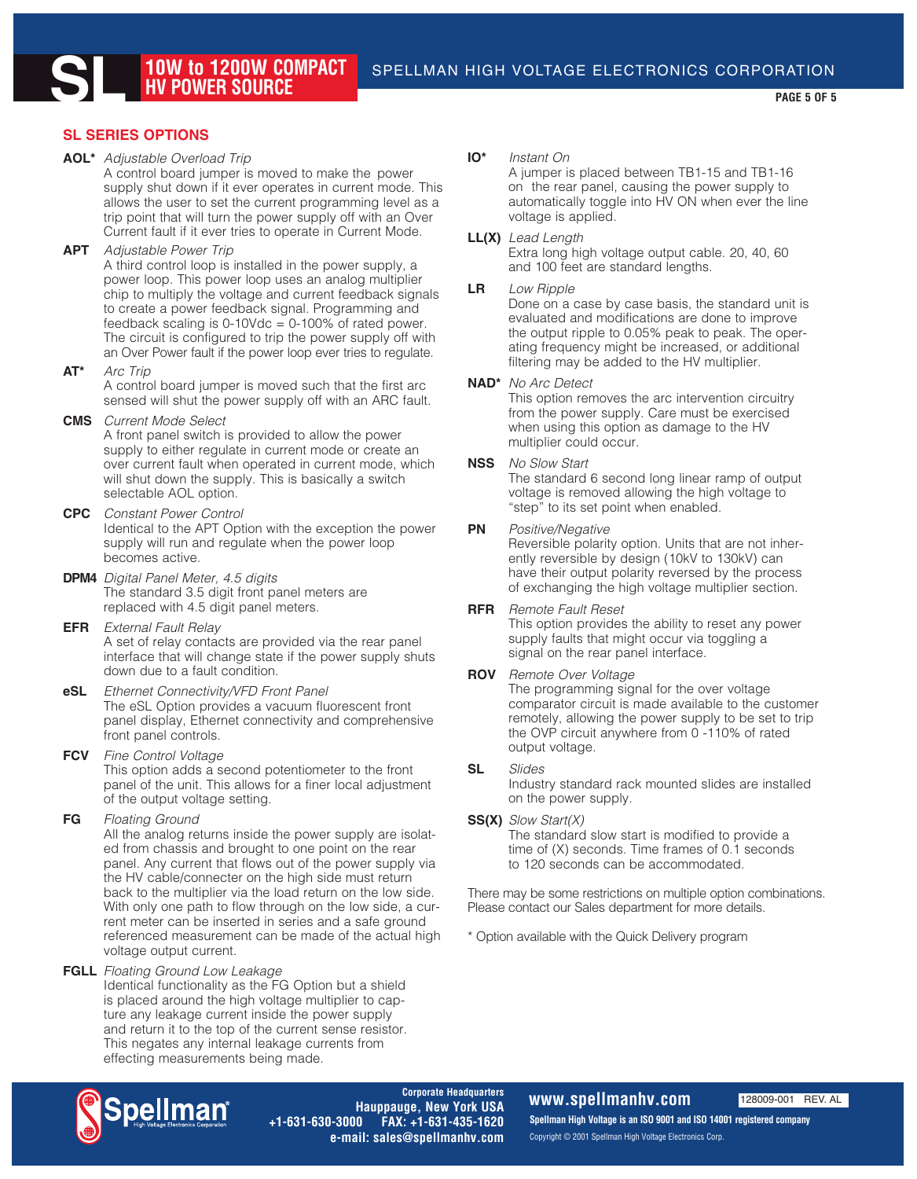## SL SERIES OPTIONS

**AOL*** *Adjustable Overload Trip*
A control board jumper is moved to make the power supply shut down if it ever operates in current mode. This allows the user to set the current programming level as a trip point that will turn the power supply off with an Over Current fault if it ever tries to operate in Current Mode.

**APT** *Adjustable Power Trip*
A third control loop is installed in the power supply, a power loop. This power loop uses an analog multiplier chip to multiply the voltage and current feedback signals to create a power feedback signal. Programming and feedback scaling is 0-10Vdc = 0-100% of rated power. The circuit is configured to trip the power supply off with an Over Power fault if the power loop ever tries to regulate.

**AT*** *Arc Trip*
A control board jumper is moved such that the first arc sensed will shut the power supply off with an ARC fault.

**CMS** *Current Mode Select*
A front panel switch is provided to allow the power supply to either regulate in current mode or create an over current fault when operated in current mode, which will shut down the supply. This is basically a switch selectable AOL option.

**CPC** *Constant Power Control*
Identical to the APT Option with the exception the power supply will run and regulate when the power loop becomes active.

**DPM4** *Digital Panel Meter, 4.5 digits*
The standard 3.5 digit front panel meters are replaced with 4.5 digit panel meters.

**EFR** *External Fault Relay*
A set of relay contacts are provided via the rear panel interface that will change state if the power supply shuts down due to a fault condition.

**eSL** *Ethernet Connectivity/VFD Front Panel*
The eSL Option provides a vacuum fluorescent front panel display, Ethernet connectivity and comprehensive front panel controls.

**FCV** *Fine Control Voltage*
This option adds a second potentiometer to the front panel of the unit. This allows for a finer local adjustment of the output voltage setting.

**FG** *Floating Ground*
All the analog returns inside the power supply are isolated from chassis and brought to one point on the rear panel. Any current that flows out of the power supply via the HV cable/connecter on the high side must return back to the multiplier via the load return on the low side. With only one path to flow through on the low side, a current meter can be inserted in series and a safe ground referenced measurement can be made of the actual high voltage output current.

**FGLL** *Floating Ground Low Leakage*
Identical functionality as the FG Option but a shield is placed around the high voltage multiplier to capture any leakage current inside the power supply and return it to the top of the current sense resistor. This negates any internal leakage currents from effecting measurements being made.

**IO*** *Instant On*
A jumper is placed between TB1-15 and TB1-16 on the rear panel, causing the power supply to automatically toggle into HV ON when ever the line voltage is applied.

**LL(X)** *Lead Length*
Extra long high voltage output cable. 20, 40, 60 and 100 feet are standard lengths.

**LR** *Low Ripple*
Done on a case by case basis, the standard unit is evaluated and modifications are done to improve the output ripple to 0.05% peak to peak. The operating frequency might be increased, or additional filtering may be added to the HV multiplier.

**NAD*** *No Arc Detect*
This option removes the arc intervention circuitry from the power supply. Care must be exercised when using this option as damage to the HV multiplier could occur.

**NSS** *No Slow Start*
The standard 6 second long linear ramp of output voltage is removed allowing the high voltage to "step" to its set point when enabled.

**PN** *Positive/Negative*
Reversible polarity option. Units that are not inherently reversible by design (10kV to 130kV) can have their output polarity reversed by the process of exchanging the high voltage multiplier section.

**RFR** *Remote Fault Reset*
This option provides the ability to reset any power supply faults that might occur via toggling a signal on the rear panel interface.

**ROV** *Remote Over Voltage*
The programming signal for the over voltage comparator circuit is made available to the customer remotely, allowing the power supply to be set to trip the OVP circuit anywhere from 0 -110% of rated output voltage.

**SL** *Slides*
Industry standard rack mounted slides are installed on the power supply.

**SS(X)** *Slow Start(X)*
The standard slow start is modified to provide a time of (X) seconds. Time frames of 0.1 seconds to 120 seconds can be accommodated.

There may be some restrictions on multiple option combinations. Please contact our Sales department for more details.

\* Option available with the Quick Delivery program